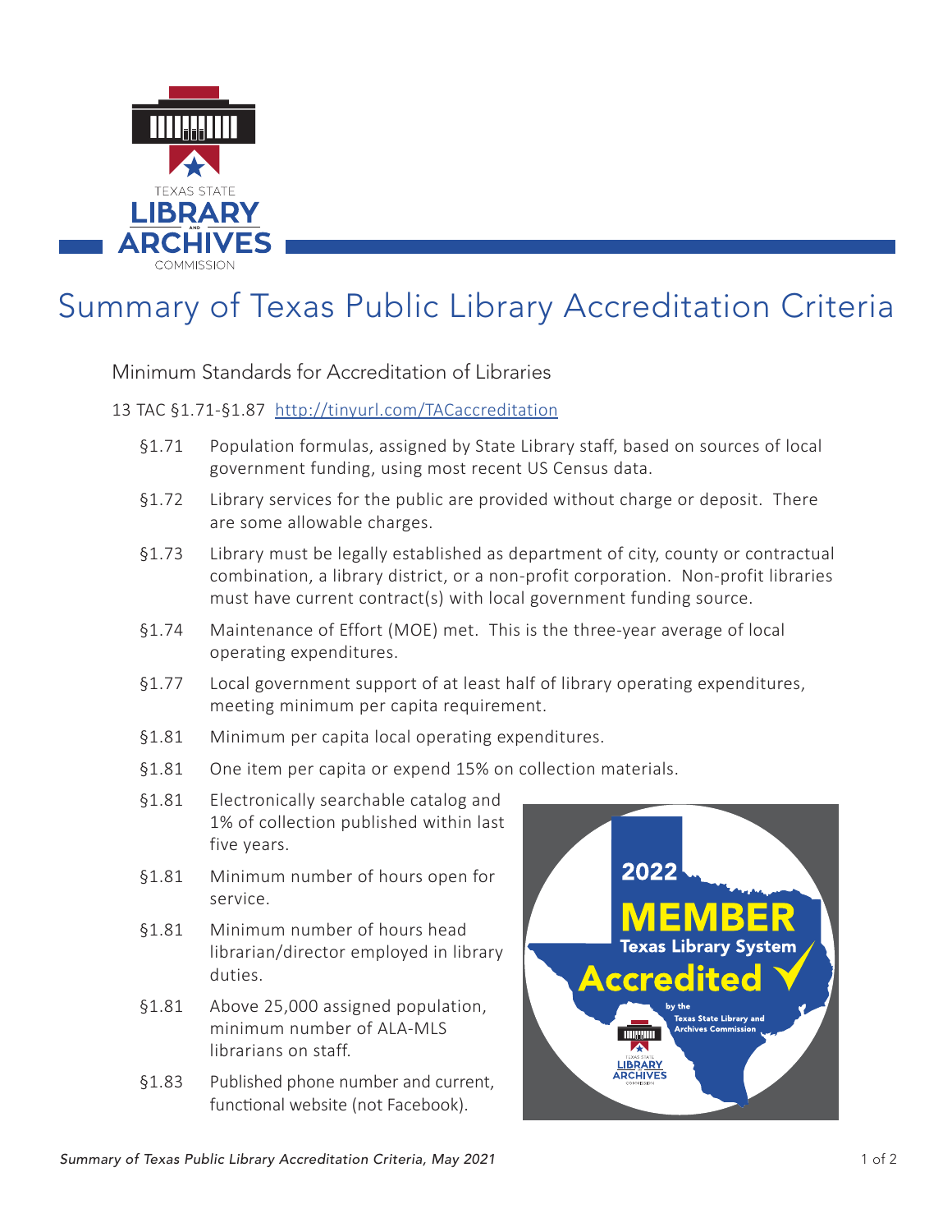# Summary of Texas Public Library Accreditation Criteria

## Minimum Standards for Accreditation of Libraries

13 TAC §1.71-§1.87 [http://tinyurl.com/TACaccreditation](http://tinyurl.com/TACaccreditation)

- §1.71 Population formulas, assigned by State Library staff, based on sources of local government funding, using most recent US Census data.
- §1.72 Library services for the public are provided without charge or deposit. There are some allowable charges.
- §1.73 Library must be legally established as department of city, county or contractual combination, a library district, or a non-profit corporation. Non-profit libraries must have current contract(s) with local government funding source.
- §1.74 Maintenance of Effort (MOE) met. This is the three-year average of local operating expenditures.
- §1.77 Local government support of at least half of library operating expenditures, meeting minimum per capita requirement.
- §1.81 Minimum per capita local operating expenditures.
- §1.81 One item per capita or expend 15% on collection materials.
- §1.81 Electronically searchable catalog and 1% of collection published within last five years.
- §1.81 Minimum number of hours open for service.
- §1.81 Minimum number of hours head librarian/director employed in library duties.
- §1.81 Above 25,000 assigned population, minimum number of ALA-MLS librarians on staff.
- §1.83 Published phone number and current, functional website (not Facebook).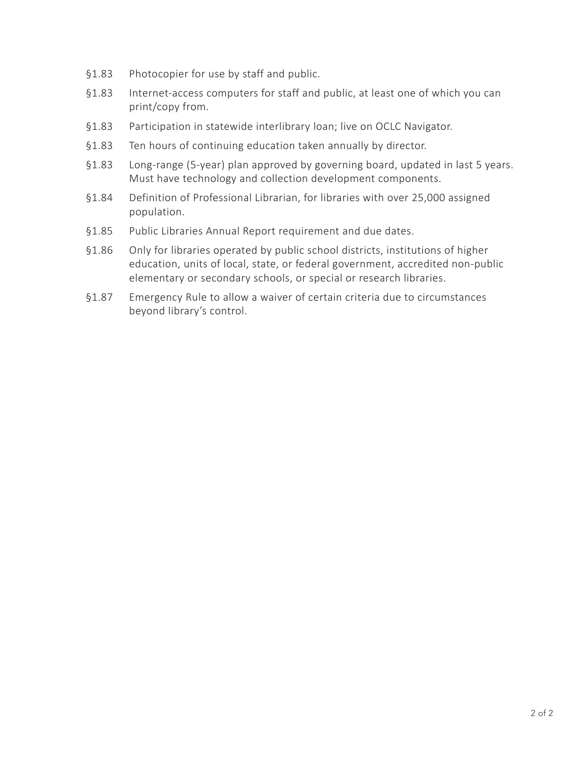§1.83 Photocopier for use by staff and public.

§1.83 Internet-access computers for staff and public, at least one of which you can print/copy from.

§1.83 Participation in statewide interlibrary loan; live on OCLC Navigator.

§1.83 Ten hours of continuing education taken annually by director.

§1.83 Long-range (5-year) plan approved by governing board, updated in last 5 years. Must have technology and collection development components.

§1.84 Definition of Professional Librarian, for libraries with over 25,000 assigned population.

§1.85 Public Libraries Annual Report requirement and due dates.

§1.86 Only for libraries operated by public school districts, institutions of higher education, units of local, state, or federal government, accredited non-public elementary or secondary schools, or special or research libraries.

§1.87 Emergency Rule to allow a waiver of certain criteria due to circumstances beyond library's control.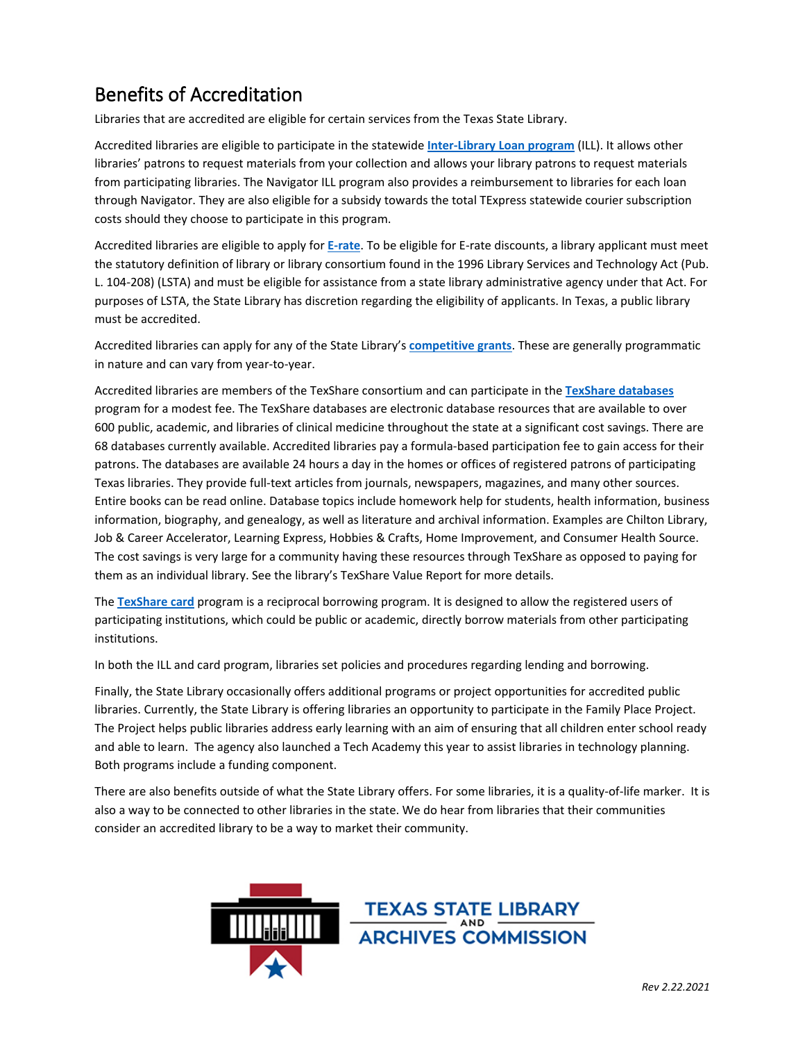# Benefits of Accreditation

Libraries that are accredited are eligible for certain services from the Texas State Library.

Accredited libraries are eligible to participate in the statewide **Inter-Library Loan program** (ILL). It allows other libraries' patrons to request materials from your collection and allows your library patrons to request materials from participating libraries. The Navigator ILL program also provides a reimbursement to libraries for each loan through Navigator. They are also eligible for a subsidy towards the total TExpress statewide courier subscription costs should they choose to participate in this program.

Accredited libraries are eligible to apply for **E-rate**. To be eligible for E-rate discounts, a library applicant must meet the statutory definition of library or library consortium found in the 1996 Library Services and Technology Act (Pub. L. 104-208) (LSTA) and must be eligible for assistance from a state library administrative agency under that Act. For purposes of LSTA, the State Library has discretion regarding the eligibility of applicants. In Texas, a public library must be accredited.

Accredited libraries can apply for any of the State Library's **competitive grants**. These are generally programmatic in nature and can vary from year-to-year.

Accredited libraries are members of the TexShare consortium and can participate in the **TexShare databases** program for a modest fee. The TexShare databases are electronic database resources that are available to over 600 public, academic, and libraries of clinical medicine throughout the state at a significant cost savings. There are 68 databases currently available. Accredited libraries pay a formula-based participation fee to gain access for their patrons. The databases are available 24 hours a day in the homes or offices of registered patrons of participating Texas libraries. They provide full-text articles from journals, newspapers, magazines, and many other sources. Entire books can be read online. Database topics include homework help for students, health information, business information, biography, and genealogy, as well as literature and archival information. Examples are Chilton Library, Job & Career Accelerator, Learning Express, Hobbies & Crafts, Home Improvement, and Consumer Health Source. The cost savings is very large for a community having these resources through TexShare as opposed to paying for them as an individual library. See the library's TexShare Value Report for more details.

The **TexShare card** program is a reciprocal borrowing program. It is designed to allow the registered users of participating institutions, which could be public or academic, directly borrow materials from other participating institutions.

In both the ILL and card program, libraries set policies and procedures regarding lending and borrowing.

Finally, the State Library occasionally offers additional programs or project opportunities for accredited public libraries. Currently, the State Library is offering libraries an opportunity to participate in the Family Place Project. The Project helps public libraries address early learning with an aim of ensuring that all children enter school ready and able to learn. The agency also launched a Tech Academy this year to assist libraries in technology planning. Both programs include a funding component.

There are also benefits outside of what the State Library offers. For some libraries, it is a quality-of-life marker. It is also a way to be connected to other libraries in the state. We do hear from libraries that their communities consider an accredited library to be a way to market their community.

TEXAS STATE LIBRARY AND ARCHIVES COMMISSION

*Rev 2.22.2021*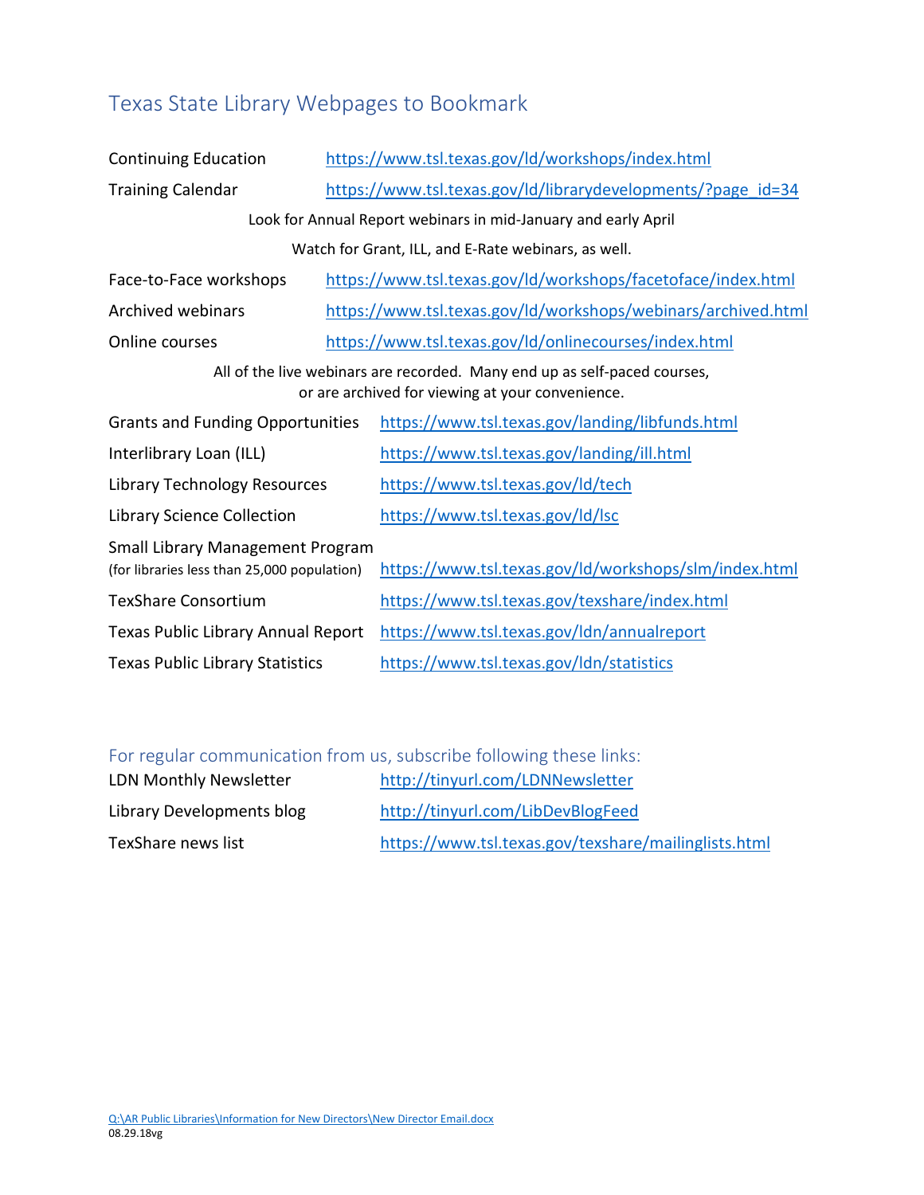## Texas State Library Webpages to Bookmark

| | |
|---|---|
| Continuing Education | https://www.tsl.texas.gov/ld/workshops/index.html |
| Training Calendar | https://www.tsl.texas.gov/ld/librarydevelopments/?page_id=34 |

Look for Annual Report webinars in mid-January and early April

Watch for Grant, ILL, and E-Rate webinars, as well.

| | |
|---|---|
| Face-to-Face workshops | https://www.tsl.texas.gov/ld/workshops/facetoface/index.html |
| Archived webinars | https://www.tsl.texas.gov/ld/workshops/webinars/archived.html |
| Online courses | https://www.tsl.texas.gov/ld/onlinecourses/index.html |

All of the live webinars are recorded. Many end up as self-paced courses, or are archived for viewing at your convenience.

| | |
|---|---|
| Grants and Funding Opportunities | https://www.tsl.texas.gov/landing/libfunds.html |
| Interlibrary Loan (ILL) | https://www.tsl.texas.gov/landing/ill.html |
| Library Technology Resources | https://www.tsl.texas.gov/ld/tech |
| Library Science Collection | https://www.tsl.texas.gov/ld/lsc |
| Small Library Management Program (for libraries less than 25,000 population) | https://www.tsl.texas.gov/ld/workshops/slm/index.html |
| TexShare Consortium | https://www.tsl.texas.gov/texshare/index.html |
| Texas Public Library Annual Report | https://www.tsl.texas.gov/ldn/annualreport |
| Texas Public Library Statistics | https://www.tsl.texas.gov/ldn/statistics |

### For regular communication from us, subscribe following these links:

| | |
|---|---|
| LDN Monthly Newsletter | http://tinyurl.com/LDNNewsletter |
| Library Developments blog | http://tinyurl.com/LibDevBlogFeed |
| TexShare news list | https://www.tsl.texas.gov/texshare/mailinglists.html |

Q:\AR Public Libraries\Information for New Directors\New Director Email.docx
08.29.18vg